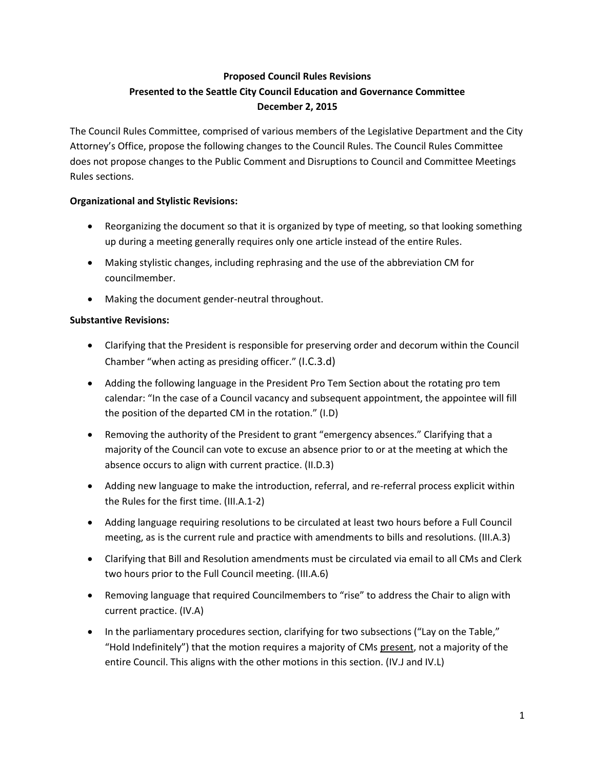**Proposed Council Rules Revisions**
**Presented to the Seattle City Council Education and Governance Committee**
**December 2, 2015**

The Council Rules Committee, comprised of various members of the Legislative Department and the City Attorney's Office, propose the following changes to the Council Rules. The Council Rules Committee does not propose changes to the Public Comment and Disruptions to Council and Committee Meetings Rules sections.

**Organizational and Stylistic Revisions:**

- Reorganizing the document so that it is organized by type of meeting, so that looking something up during a meeting generally requires only one article instead of the entire Rules.
- Making stylistic changes, including rephrasing and the use of the abbreviation CM for councilmember.
- Making the document gender-neutral throughout.

**Substantive Revisions:**

- Clarifying that the President is responsible for preserving order and decorum within the Council Chamber "when acting as presiding officer." (I.C.3.d)
- Adding the following language in the President Pro Tem Section about the rotating pro tem calendar: "In the case of a Council vacancy and subsequent appointment, the appointee will fill the position of the departed CM in the rotation." (I.D)
- Removing the authority of the President to grant "emergency absences." Clarifying that a majority of the Council can vote to excuse an absence prior to or at the meeting at which the absence occurs to align with current practice. (II.D.3)
- Adding new language to make the introduction, referral, and re-referral process explicit within the Rules for the first time. (III.A.1-2)
- Adding language requiring resolutions to be circulated at least two hours before a Full Council meeting, as is the current rule and practice with amendments to bills and resolutions. (III.A.3)
- Clarifying that Bill and Resolution amendments must be circulated via email to all CMs and Clerk two hours prior to the Full Council meeting. (III.A.6)
- Removing language that required Councilmembers to "rise" to address the Chair to align with current practice. (IV.A)
- In the parliamentary procedures section, clarifying for two subsections ("Lay on the Table," "Hold Indefinitely") that the motion requires a majority of CMs <u>present</u>, not a majority of the entire Council. This aligns with the other motions in this section. (IV.J and IV.L)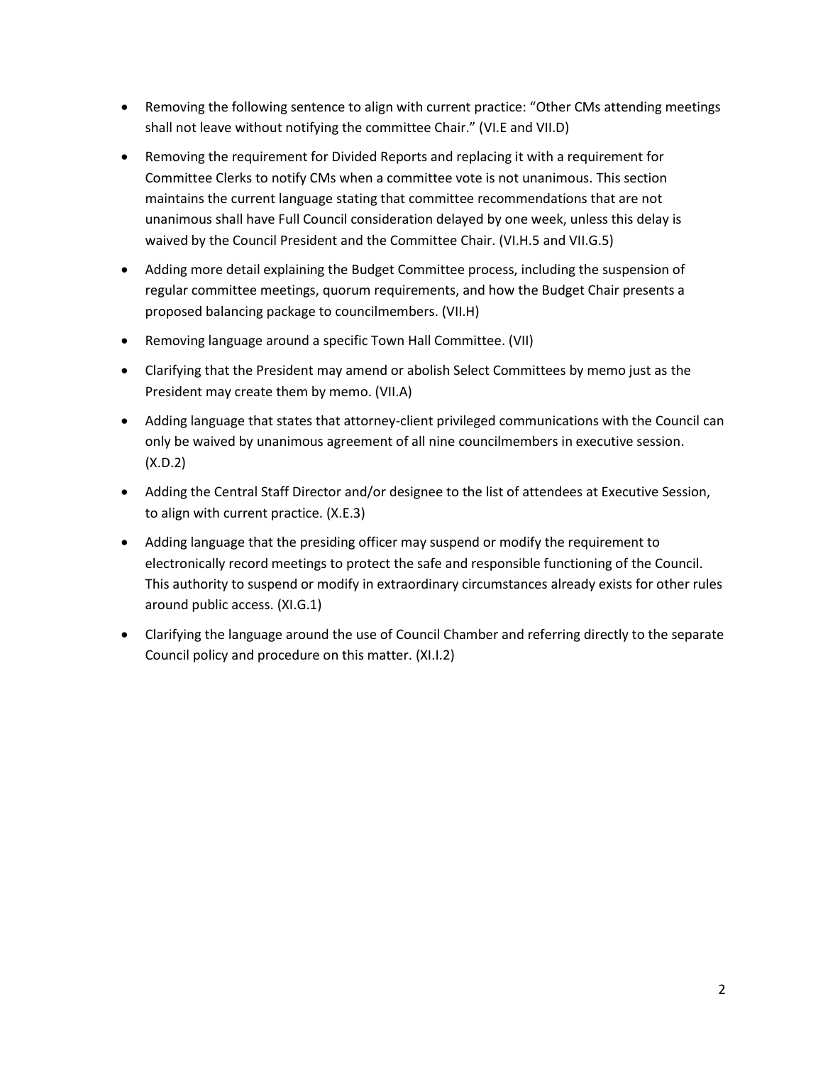- Removing the following sentence to align with current practice: "Other CMs attending meetings shall not leave without notifying the committee Chair." (VI.E and VII.D)
- Removing the requirement for Divided Reports and replacing it with a requirement for Committee Clerks to notify CMs when a committee vote is not unanimous. This section maintains the current language stating that committee recommendations that are not unanimous shall have Full Council consideration delayed by one week, unless this delay is waived by the Council President and the Committee Chair. (VI.H.5 and VII.G.5)
- Adding more detail explaining the Budget Committee process, including the suspension of regular committee meetings, quorum requirements, and how the Budget Chair presents a proposed balancing package to councilmembers. (VII.H)
- Removing language around a specific Town Hall Committee. (VII)
- Clarifying that the President may amend or abolish Select Committees by memo just as the President may create them by memo. (VII.A)
- Adding language that states that attorney-client privileged communications with the Council can only be waived by unanimous agreement of all nine councilmembers in executive session. (X.D.2)
- Adding the Central Staff Director and/or designee to the list of attendees at Executive Session, to align with current practice. (X.E.3)
- Adding language that the presiding officer may suspend or modify the requirement to electronically record meetings to protect the safe and responsible functioning of the Council. This authority to suspend or modify in extraordinary circumstances already exists for other rules around public access. (XI.G.1)
- Clarifying the language around the use of Council Chamber and referring directly to the separate Council policy and procedure on this matter. (XI.I.2)